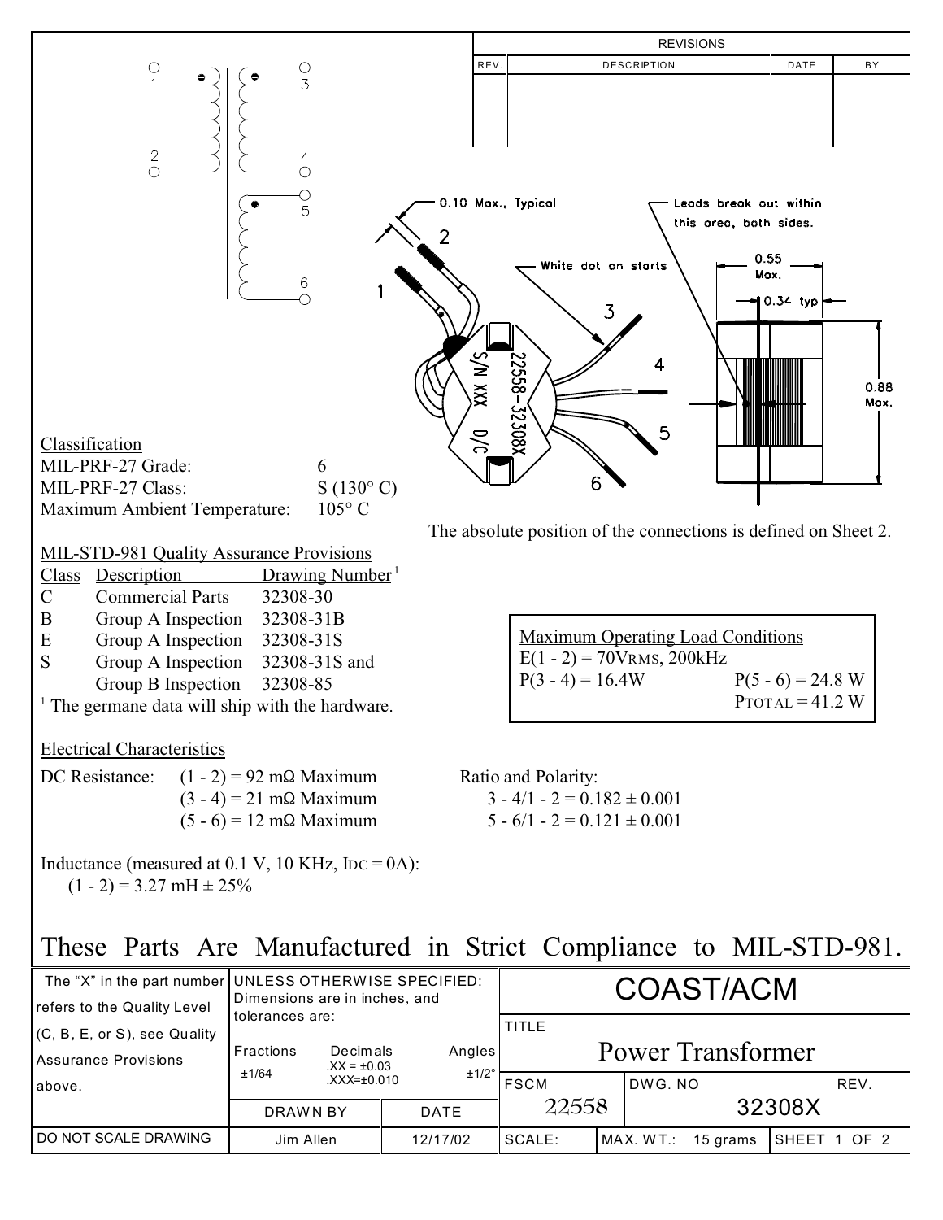| REVISIONS | | | |
|---|---|---|---|
| REV. | DESCRIPTION | DATE | BY |
| | | | |

0.10 Max., Typical

Leads break out within this area, both sides.

White dot on starts

0.55 Max.

0.34 typ

0.88 Max.

S/N XXX D/C 22558-32308X

The absolute position of the connections is defined on Sheet 2.

## Classification

| | |
|---|---|
| MIL-PRF-27 Grade: | 6 |
| MIL-PRF-27 Class: | S (130° C) |
| Maximum Ambient Temperature: | 105° C |

## MIL-STD-981 Quality Assurance Provisions

| Class | Description | Drawing Number [1] |
|---|---|---|
| C | Commercial Parts | 32308-30 |
| B | Group A Inspection | 32308-31B |
| E | Group A Inspection | 32308-31S |
| S | Group A Inspection<br>Group B Inspection | 32308-31S and<br>32308-85 |

[1] The germane data will ship with the hardware.

**Maximum Operating Load Conditions**

E(1 - 2) = 70VRMS, 200kHz

P(3 - 4) = 16.4W P(5 - 6) = 24.8 W

PTOTAL = 41.2 W

## Electrical Characteristics

DC Resistance:
- (1 - 2) = 92 mΩ Maximum
- (3 - 4) = 21 mΩ Maximum
- (5 - 6) = 12 mΩ Maximum

Ratio and Polarity:
- 3 - 4/1 - 2 = 0.182 ± 0.001
- 5 - 6/1 - 2 = 0.121 ± 0.001

Inductance (measured at 0.1 V, 10 KHz, $I_{DC}$ = 0A):
(1 - 2) = 3.27 mH ± 25%

# These Parts Are Manufactured in Strict Compliance to MIL-STD-981.

| The "X" in the part number refers to the Quality Level (C, B, E, or S), see Quality Assurance Provisions above. | UNLESS OTHERWISE SPECIFIED: Dimensions are in inches, and tolerances are:<br>Fractions ±1/64 — Decimals .XX = ±0.03, .XXX=±0.010 — Angles ±1/2° | | COAST/ACM<br>TITLE: Power Transformer | | | |
|---|---|---|---|---|---|---|
| | DRAWN BY | DATE | FSCM: 22558 | DWG. NO: 32308X | | REV. |
| DO NOT SCALE DRAWING | Jim Allen | 12/17/02 | SCALE: | MAX. WT.: 15 grams | SHEET 1 OF 2 | |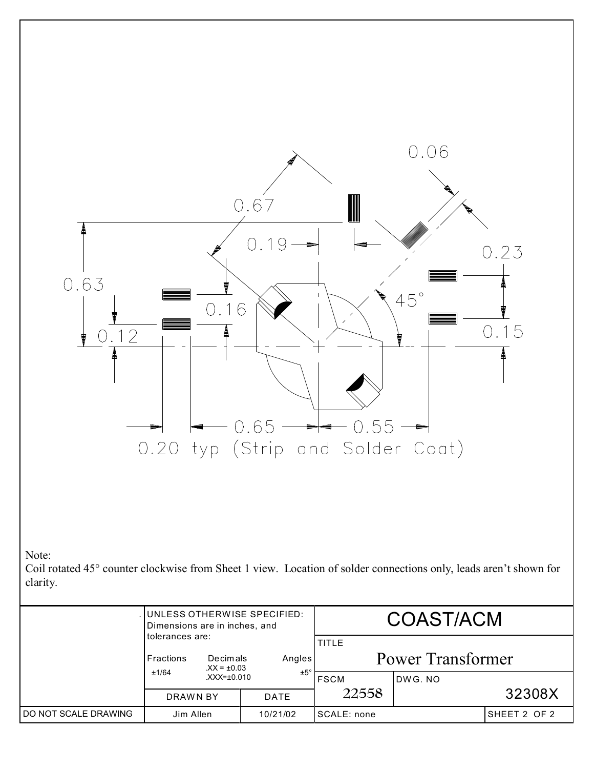0.06

0.67

0.19

0.23

0.63

0.16

45°

0.12

0.15

0.65

0.55

0.20 typ (Strip and Solder Coat)

Note:
Coil rotated 45° counter clockwise from Sheet 1 view. Location of solder connections only, leads aren't shown for clarity.

| | | | | | |
|---|---|---|---|---|---|
| | UNLESS OTHERWISE SPECIFIED: Dimensions are in inches, and tolerances are: | | COAST/ACM | | |
| | Fractions ±1/64 | Decimals .XX = ±0.03 .XXX=±0.010 / Angles ±5° | TITLE Power Transformer | | |
| | DRAWN BY | DATE | FSCM 22558 | DWG. NO | 32308X |
| DO NOT SCALE DRAWING | Jim Allen | 10/21/02 | SCALE: none | | SHEET 2 OF 2 |